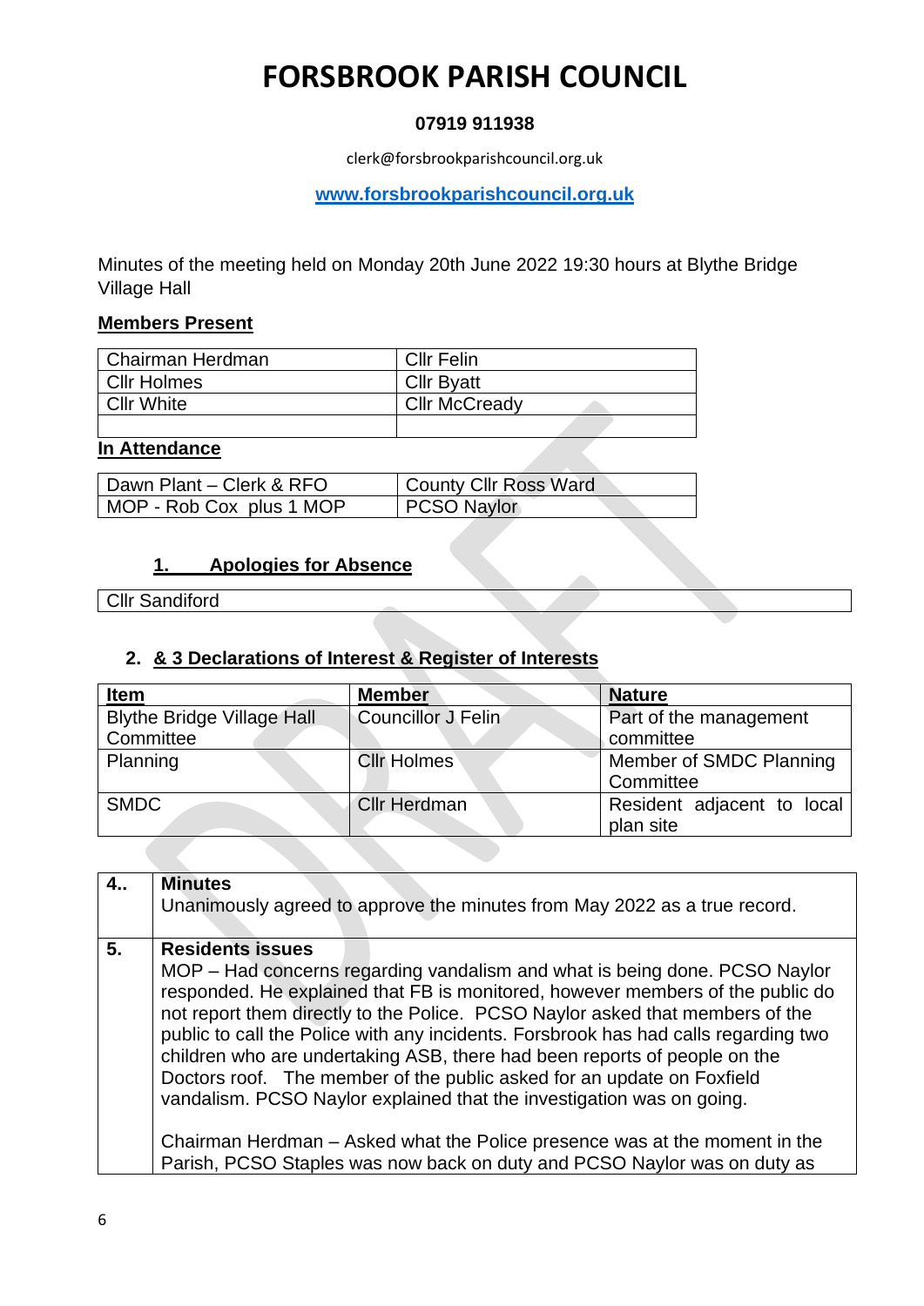# FORSBROOK PARISH COUNCIL

**07919 911938**

clerk@forsbrookparishcouncil.org.uk

**www.forsbrookparishcouncil.org.uk**

Minutes of the meeting held on Monday 20th June 2022 19:30 hours at Blythe Bridge Village Hall

**Members Present**

| Chairman Herdman | Cllr Felin |
|---|---|
| Cllr Holmes | Cllr Byatt |
| Cllr White | Cllr McCready |
| | |

**In Attendance**

| Dawn Plant – Clerk & RFO | County Cllr Ross Ward |
|---|---|
| MOP - Rob Cox plus 1 MOP | PCSO Naylor |

## 1. Apologies for Absence

| Cllr Sandiford |
|---|

## 2. & 3 Declarations of Interest & Register of Interests

| Item | Member | Nature |
|---|---|---|
| Blythe Bridge Village Hall Committee | Councillor J Felin | Part of the management committee |
| Planning | Cllr Holmes | Member of SMDC Planning Committee |
| SMDC | Cllr Herdman | Resident adjacent to local plan site |

| | |
|---|---|
| 4.. | **Minutes**<br>Unanimously agreed to approve the minutes from May 2022 as a true record. |
| 5. | **Residents issues**<br>MOP – Had concerns regarding vandalism and what is being done. PCSO Naylor responded. He explained that FB is monitored, however members of the public do not report them directly to the Police. PCSO Naylor asked that members of the public to call the Police with any incidents. Forsbrook has had calls regarding two children who are undertaking ASB, there had been reports of people on the Doctors roof. The member of the public asked for an update on Foxfield vandalism. PCSO Naylor explained that the investigation was on going.<br><br>Chairman Herdman – Asked what the Police presence was at the moment in the Parish, PCSO Staples was now back on duty and PCSO Naylor was on duty as |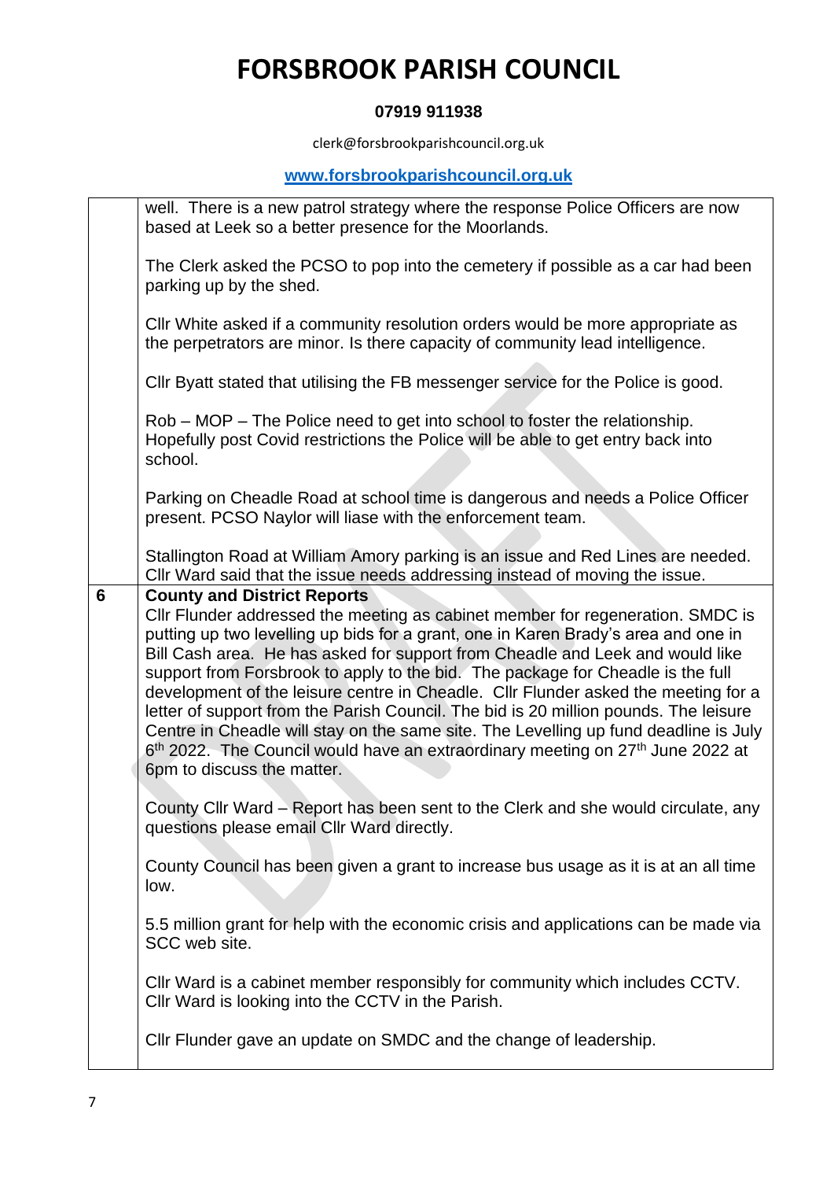| | |
|---|---|
| | well. There is a new patrol strategy where the response Police Officers are now based at Leek so a better presence for the Moorlands.<br><br>The Clerk asked the PCSO to pop into the cemetery if possible as a car had been parking up by the shed.<br><br>Cllr White asked if a community resolution orders would be more appropriate as the perpetrators are minor. Is there capacity of community lead intelligence.<br><br>Cllr Byatt stated that utilising the FB messenger service for the Police is good.<br><br>Rob – MOP – The Police need to get into school to foster the relationship. Hopefully post Covid restrictions the Police will be able to get entry back into school.<br><br>Parking on Cheadle Road at school time is dangerous and needs a Police Officer present. PCSO Naylor will liase with the enforcement team.<br><br>Stallington Road at William Amory parking is an issue and Red Lines are needed. Cllr Ward said that the issue needs addressing instead of moving the issue. |
| 6 | **County and District Reports**<br>Cllr Flunder addressed the meeting as cabinet member for regeneration. SMDC is putting up two levelling up bids for a grant, one in Karen Brady's area and one in Bill Cash area. He has asked for support from Cheadle and Leek and would like support from Forsbrook to apply to the bid. The package for Cheadle is the full development of the leisure centre in Cheadle. Cllr Flunder asked the meeting for a letter of support from the Parish Council. The bid is 20 million pounds. The leisure Centre in Cheadle will stay on the same site. The Levelling up fund deadline is July 6th 2022. The Council would have an extraordinary meeting on 27th June 2022 at 6pm to discuss the matter.<br><br>County Cllr Ward – Report has been sent to the Clerk and she would circulate, any questions please email Cllr Ward directly.<br><br>County Council has been given a grant to increase bus usage as it is at an all time low.<br><br>5.5 million grant for help with the economic crisis and applications can be made via SCC web site.<br><br>Cllr Ward is a cabinet member responsibly for community which includes CCTV. Cllr Ward is looking into the CCTV in the Parish.<br><br>Cllr Flunder gave an update on SMDC and the change of leadership. |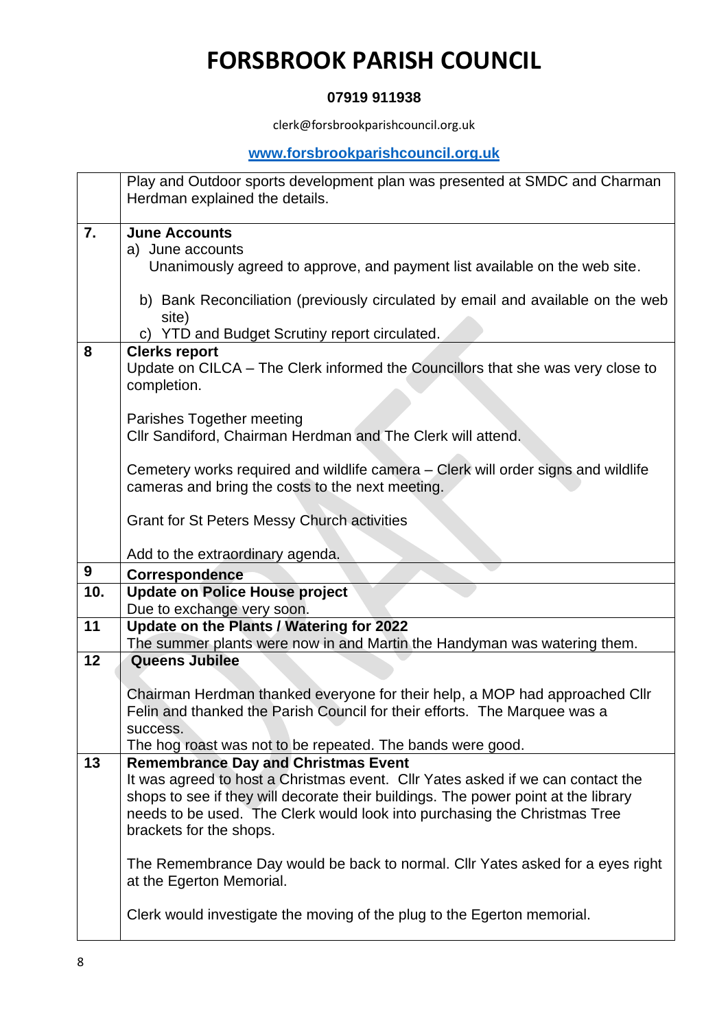# FORSBROOK PARISH COUNCIL

**07919 911938**

clerk@forsbrookparishcouncil.org.uk

**www.forsbrookparishcouncil.org.uk**

| | |
|---|---|
| | Play and Outdoor sports development plan was presented at SMDC and Charman Herdman explained the details. |
| **7.** | **June Accounts**<br>a) June accounts<br>Unanimously agreed to approve, and payment list available on the web site.<br>b) Bank Reconciliation (previously circulated by email and available on the web site)<br>c) YTD and Budget Scrutiny report circulated. |
| **8** | **Clerks report**<br>Update on CILCA – The Clerk informed the Councillors that she was very close to completion.<br><br>Parishes Together meeting<br>Cllr Sandiford, Chairman Herdman and The Clerk will attend.<br><br>Cemetery works required and wildlife camera – Clerk will order signs and wildlife cameras and bring the costs to the next meeting.<br><br>Grant for St Peters Messy Church activities<br><br>Add to the extraordinary agenda. |
| **9** | **Correspondence** |
| **10.** | **Update on Police House project**<br>Due to exchange very soon. |
| **11** | **Update on the Plants / Watering for 2022**<br>The summer plants were now in and Martin the Handyman was watering them. |
| **12** | **Queens Jubilee**<br><br>Chairman Herdman thanked everyone for their help, a MOP had approached Cllr Felin and thanked the Parish Council for their efforts. The Marquee was a success.<br>The hog roast was not to be repeated. The bands were good. |
| **13** | **Remembrance Day and Christmas Event**<br>It was agreed to host a Christmas event. Cllr Yates asked if we can contact the shops to see if they will decorate their buildings. The power point at the library needs to be used. The Clerk would look into purchasing the Christmas Tree brackets for the shops.<br><br>The Remembrance Day would be back to normal. Cllr Yates asked for a eyes right at the Egerton Memorial.<br><br>Clerk would investigate the moving of the plug to the Egerton memorial. |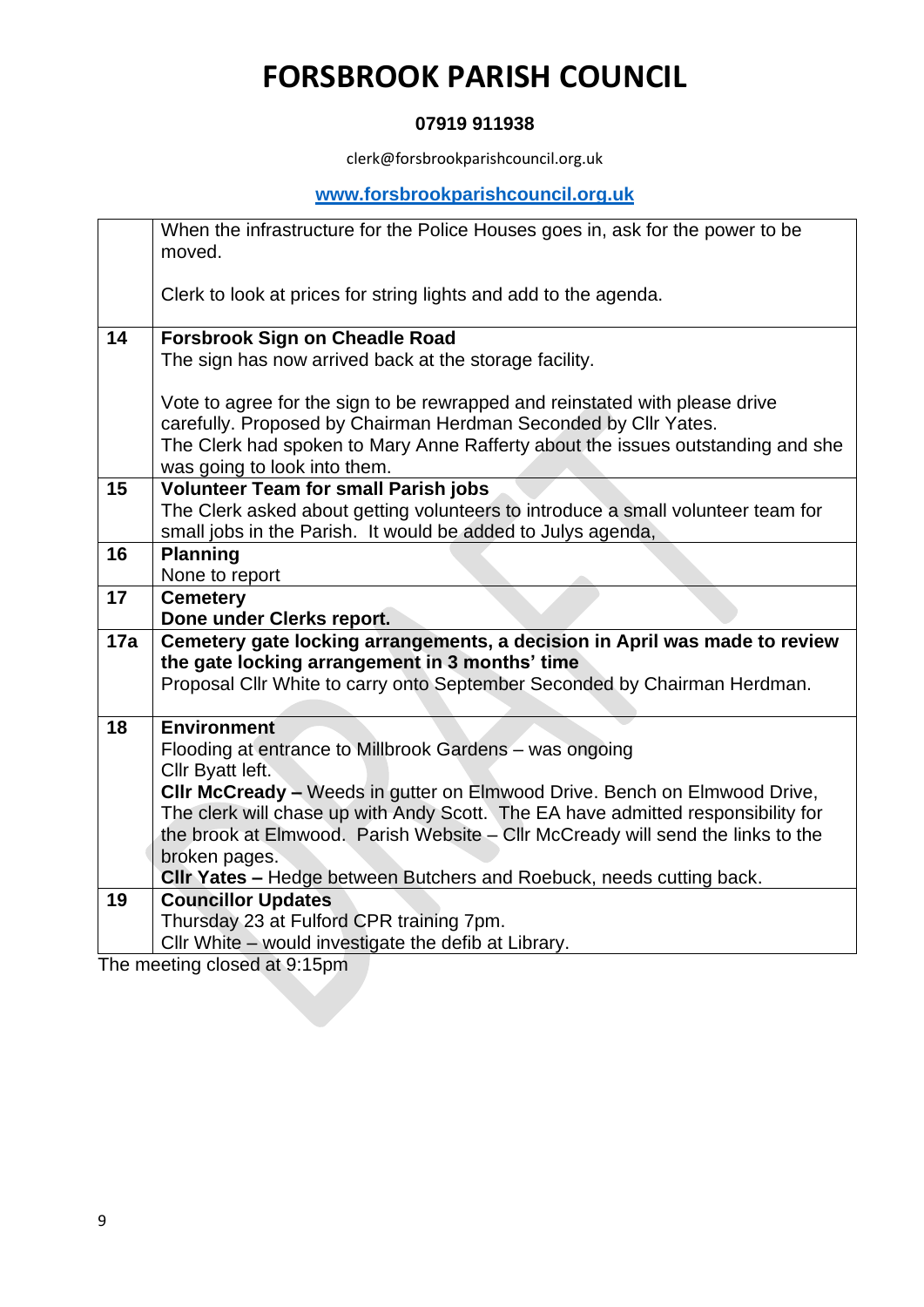# FORSBROOK PARISH COUNCIL

**07919 911938**

clerk@forsbrookparishcouncil.org.uk

**www.forsbrookparishcouncil.org.uk**

| | |
|---|---|
| | When the infrastructure for the Police Houses goes in, ask for the power to be moved.<br><br>Clerk to look at prices for string lights and add to the agenda. |
| **14** | **Forsbrook Sign on Cheadle Road**<br>The sign has now arrived back at the storage facility.<br><br>Vote to agree for the sign to be rewrapped and reinstated with please drive carefully. Proposed by Chairman Herdman Seconded by Cllr Yates.<br>The Clerk had spoken to Mary Anne Rafferty about the issues outstanding and she was going to look into them. |
| **15** | **Volunteer Team for small Parish jobs**<br>The Clerk asked about getting volunteers to introduce a small volunteer team for small jobs in the Parish. It would be added to Julys agenda, |
| **16** | **Planning**<br>None to report |
| **17** | **Cemetery**<br>**Done under Clerks report.** |
| **17a** | **Cemetery gate locking arrangements, a decision in April was made to review the gate locking arrangement in 3 months' time**<br>Proposal Cllr White to carry onto September Seconded by Chairman Herdman. |
| **18** | **Environment**<br>Flooding at entrance to Millbrook Gardens – was ongoing<br>Cllr Byatt left.<br>**Cllr McCready –** Weeds in gutter on Elmwood Drive. Bench on Elmwood Drive, The clerk will chase up with Andy Scott. The EA have admitted responsibility for the brook at Elmwood. Parish Website – Cllr McCready will send the links to the broken pages.<br>**Cllr Yates –** Hedge between Butchers and Roebuck, needs cutting back. |
| **19** | **Councillor Updates**<br>Thursday 23 at Fulford CPR training 7pm.<br>Cllr White – would investigate the defib at Library. |

The meeting closed at 9:15pm